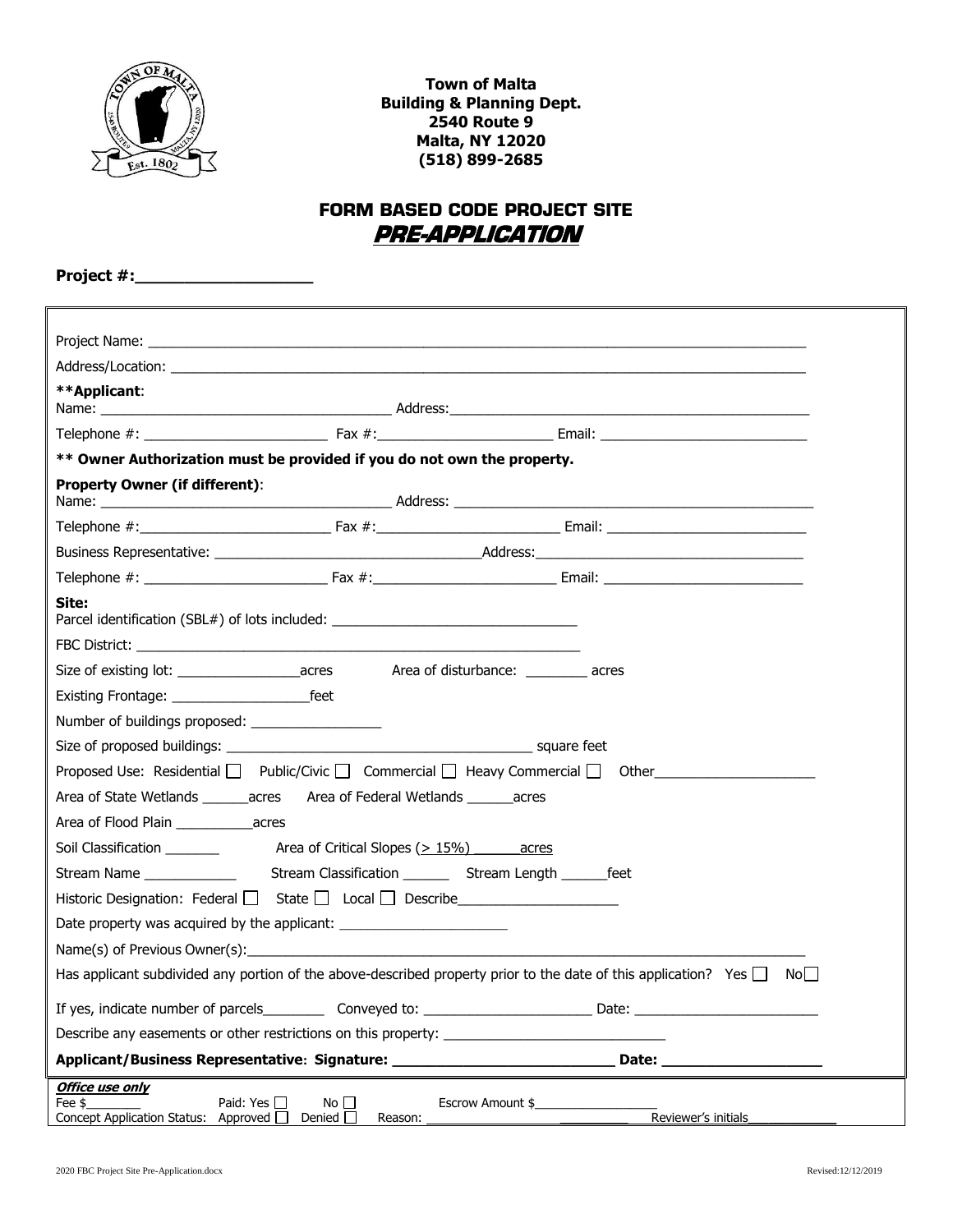**Town of Malta**
**Building & Planning Dept.**
**2540 Route 9**
**Malta, NY 12020**
**(518) 899-2685**

# FORM BASED CODE PROJECT SITE
## ***PRE-APPLICATION***

**Project #:________________**

Project Name: ________________________________________________

Address/Location: ________________________________________________

****Applicant**:
Name: ______________________ Address:______________________

Telephone #: ______________ Fax #:______________ Email: ______________

**** Owner Authorization must be provided if you do not own the property.**

**Property Owner (if different)**:
Name: ______________________ Address: ______________________

Telephone #:______________ Fax #:______________ Email: ______________

Business Representative: ______________________Address:______________________

Telephone #: ______________ Fax #:______________ Email: ______________

**Site:**
Parcel identification (SBL#) of lots included: ______________________

FBC District: ______________________

Size of existing lot: ______________acres Area of disturbance: ________ acres

Existing Frontage: ______________feet

Number of buildings proposed: ______________

Size of proposed buildings: ______________________ square feet

Proposed Use: Residential ☐ Public/Civic ☐ Commercial ☐ Heavy Commercial ☐ Other______________

Area of State Wetlands ______acres Area of Federal Wetlands ______acres

Area of Flood Plain __________acres

Soil Classification _______ Area of Critical Slopes (> 15%) ______acres

Stream Name ____________ Stream Classification ______ Stream Length ______feet

Historic Designation: Federal ☐ State ☐ Local ☐ Describe______________

Date property was acquired by the applicant: ______________

Name(s) of Previous Owner(s):______________________________________

Has applicant subdivided any portion of the above-described property prior to the date of this application? Yes ☐ No☐

If yes, indicate number of parcels________ Conveyed to: ______________ Date: ______________

Describe any easements or other restrictions on this property: ______________________

**Applicant/Business Representative: Signature: ______________________ Date: ______________**

***Office use only***
Fee $________ Paid: Yes ☐ No ☐ Escrow Amount $______________
Concept Application Status: Approved ☐ Denied ☐ Reason: ______________ Reviewer's initials__________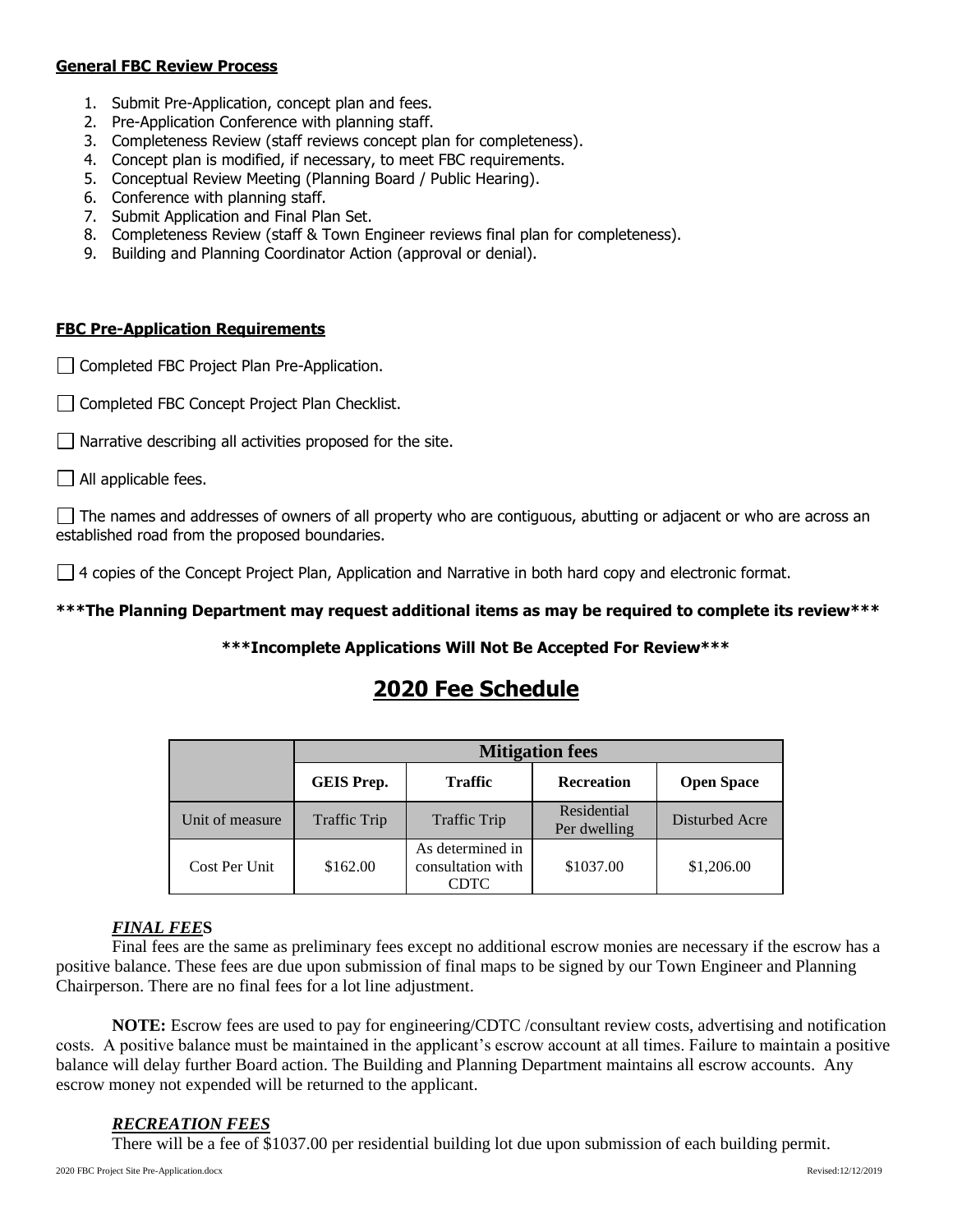**General FBC Review Process**

1. Submit Pre-Application, concept plan and fees.
2. Pre-Application Conference with planning staff.
3. Completeness Review (staff reviews concept plan for completeness).
4. Concept plan is modified, if necessary, to meet FBC requirements.
5. Conceptual Review Meeting (Planning Board / Public Hearing).
6. Conference with planning staff.
7. Submit Application and Final Plan Set.
8. Completeness Review (staff & Town Engineer reviews final plan for completeness).
9. Building and Planning Coordinator Action (approval or denial).

**FBC Pre-Application Requirements**

☐ Completed FBC Project Plan Pre-Application.

☐ Completed FBC Concept Project Plan Checklist.

☐ Narrative describing all activities proposed for the site.

☐ All applicable fees.

☐ The names and addresses of owners of all property who are contiguous, abutting or adjacent or who are across an established road from the proposed boundaries.

☐ 4 copies of the Concept Project Plan, Application and Narrative in both hard copy and electronic format.

**\*\*\*The Planning Department may request additional items as may be required to complete its review\*\*\***

**\*\*\*Incomplete Applications Will Not Be Accepted For Review\*\*\***

# 2020 Fee Schedule

| | **Mitigation fees** | | | |
|---|---|---|---|---|
| | **GEIS Prep.** | **Traffic** | **Recreation** | **Open Space** |
| Unit of measure | Traffic Trip | Traffic Trip | Residential Per dwelling | Disturbed Acre |
| Cost Per Unit | $162.00 | As determined in consultation with CDTC | $1037.00 | $1,206.00 |

***FINAL FEE*S**

Final fees are the same as preliminary fees except no additional escrow monies are necessary if the escrow has a positive balance. These fees are due upon submission of final maps to be signed by our Town Engineer and Planning Chairperson. There are no final fees for a lot line adjustment.

**NOTE:** Escrow fees are used to pay for engineering/CDTC /consultant review costs, advertising and notification costs. A positive balance must be maintained in the applicant's escrow account at all times. Failure to maintain a positive balance will delay further Board action. The Building and Planning Department maintains all escrow accounts. Any escrow money not expended will be returned to the applicant.

***RECREATION FEES***

There will be a fee of $1037.00 per residential building lot due upon submission of each building permit.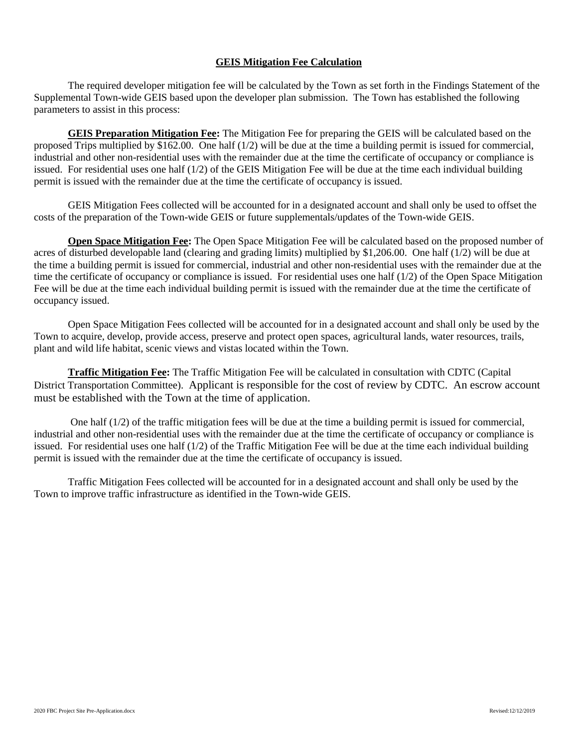## GEIS Mitigation Fee Calculation

The required developer mitigation fee will be calculated by the Town as set forth in the Findings Statement of the Supplemental Town-wide GEIS based upon the developer plan submission. The Town has established the following parameters to assist in this process:

**GEIS Preparation Mitigation Fee:** The Mitigation Fee for preparing the GEIS will be calculated based on the proposed Trips multiplied by $162.00. One half (1/2) will be due at the time a building permit is issued for commercial, industrial and other non-residential uses with the remainder due at the time the certificate of occupancy or compliance is issued. For residential uses one half (1/2) of the GEIS Mitigation Fee will be due at the time each individual building permit is issued with the remainder due at the time the certificate of occupancy is issued.

GEIS Mitigation Fees collected will be accounted for in a designated account and shall only be used to offset the costs of the preparation of the Town-wide GEIS or future supplementals/updates of the Town-wide GEIS.

**Open Space Mitigation Fee:** The Open Space Mitigation Fee will be calculated based on the proposed number of acres of disturbed developable land (clearing and grading limits) multiplied by $1,206.00. One half (1/2) will be due at the time a building permit is issued for commercial, industrial and other non-residential uses with the remainder due at the time the certificate of occupancy or compliance is issued. For residential uses one half (1/2) of the Open Space Mitigation Fee will be due at the time each individual building permit is issued with the remainder due at the time the certificate of occupancy issued.

Open Space Mitigation Fees collected will be accounted for in a designated account and shall only be used by the Town to acquire, develop, provide access, preserve and protect open spaces, agricultural lands, water resources, trails, plant and wild life habitat, scenic views and vistas located within the Town.

**Traffic Mitigation Fee:** The Traffic Mitigation Fee will be calculated in consultation with CDTC (Capital District Transportation Committee). Applicant is responsible for the cost of review by CDTC. An escrow account must be established with the Town at the time of application.

One half (1/2) of the traffic mitigation fees will be due at the time a building permit is issued for commercial, industrial and other non-residential uses with the remainder due at the time the certificate of occupancy or compliance is issued. For residential uses one half (1/2) of the Traffic Mitigation Fee will be due at the time each individual building permit is issued with the remainder due at the time the certificate of occupancy is issued.

Traffic Mitigation Fees collected will be accounted for in a designated account and shall only be used by the Town to improve traffic infrastructure as identified in the Town-wide GEIS.